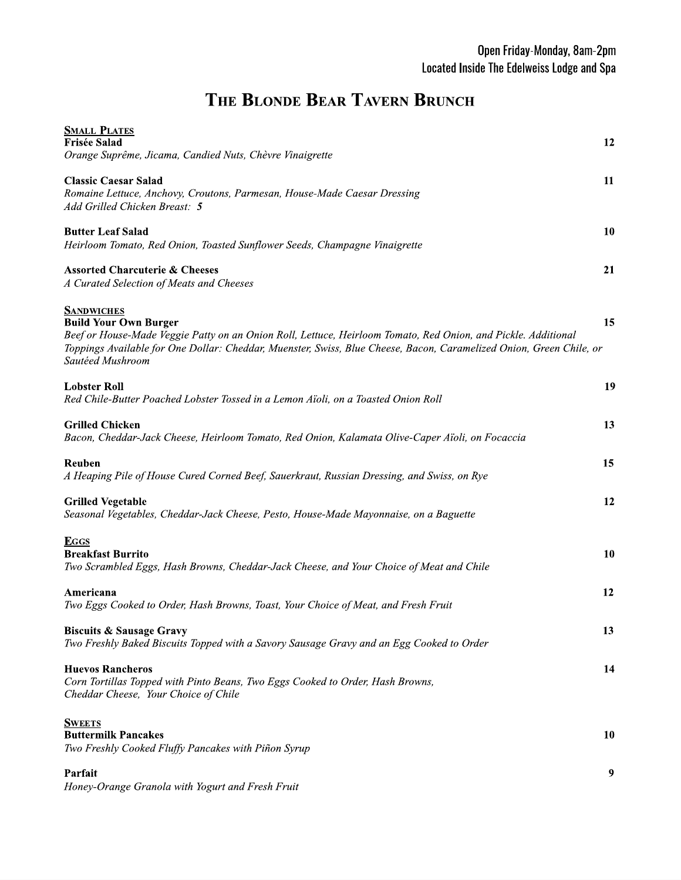Open Friday-Monday, 8am-2pm
Located Inside The Edelweiss Lodge and Spa

# The Blonde Bear Tavern Brunch

## Small Plates

**Frisée Salad** **12**
*Orange Suprême, Jicama, Candied Nuts, Chèvre Vinaigrette*

**Classic Caesar Salad** **11**
*Romaine Lettuce, Anchovy, Croutons, Parmesan, House-Made Caesar Dressing*
*Add Grilled Chicken Breast:* ***5***

**Butter Leaf Salad** **10**
*Heirloom Tomato, Red Onion, Toasted Sunflower Seeds, Champagne Vinaigrette*

**Assorted Charcuterie & Cheeses** **21**
*A Curated Selection of Meats and Cheeses*

## Sandwiches

**Build Your Own Burger** **15**
*Beef or House-Made Veggie Patty on an Onion Roll, Lettuce, Heirloom Tomato, Red Onion, and Pickle. Additional Toppings Available for One Dollar: Cheddar, Muenster, Swiss, Blue Cheese, Bacon, Caramelized Onion, Green Chile, or Sautéed Mushroom*

**Lobster Roll** **19**
*Red Chile-Butter Poached Lobster Tossed in a Lemon Aïoli, on a Toasted Onion Roll*

**Grilled Chicken** **13**
*Bacon, Cheddar-Jack Cheese, Heirloom Tomato, Red Onion, Kalamata Olive-Caper Aïoli, on Focaccia*

**Reuben** **15**
*A Heaping Pile of House Cured Corned Beef, Sauerkraut, Russian Dressing, and Swiss, on Rye*

**Grilled Vegetable** **12**
*Seasonal Vegetables, Cheddar-Jack Cheese, Pesto, House-Made Mayonnaise, on a Baguette*

## Eggs

**Breakfast Burrito** **10**
*Two Scrambled Eggs, Hash Browns, Cheddar-Jack Cheese, and Your Choice of Meat and Chile*

**Americana** **12**
*Two Eggs Cooked to Order, Hash Browns, Toast, Your Choice of Meat, and Fresh Fruit*

**Biscuits & Sausage Gravy** **13**
*Two Freshly Baked Biscuits Topped with a Savory Sausage Gravy and an Egg Cooked to Order*

**Huevos Rancheros** **14**
*Corn Tortillas Topped with Pinto Beans, Two Eggs Cooked to Order, Hash Browns,*
*Cheddar Cheese, Your Choice of Chile*

## Sweets

**Buttermilk Pancakes** **10**
*Two Freshly Cooked Fluffy Pancakes with Piñon Syrup*

**Parfait** **9**
*Honey-Orange Granola with Yogurt and Fresh Fruit*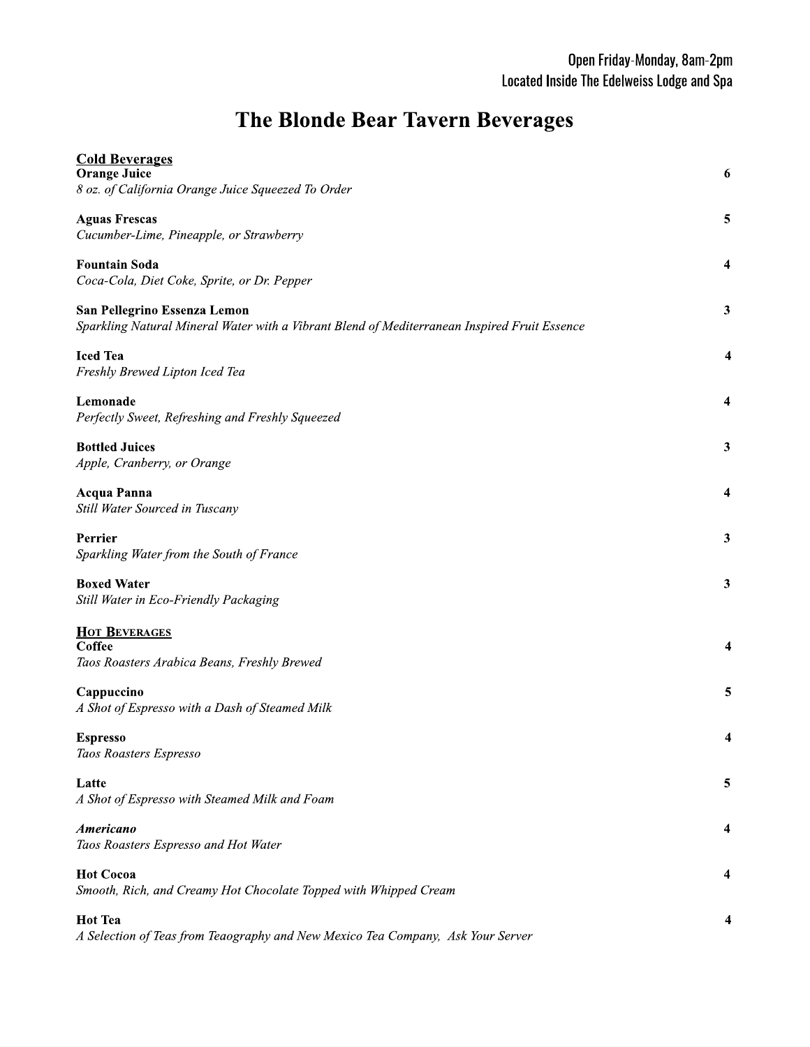Open Friday-Monday, 8am-2pm
Located Inside The Edelweiss Lodge and Spa

# The Blonde Bear Tavern Beverages

## Cold Beverages

**Orange Juice** 6
*8 oz. of California Orange Juice Squeezed To Order*

**Aguas Frescas** 5
*Cucumber-Lime, Pineapple, or Strawberry*

**Fountain Soda** 4
*Coca-Cola, Diet Coke, Sprite, or Dr. Pepper*

**San Pellegrino Essenza Lemon** 3
*Sparkling Natural Mineral Water with a Vibrant Blend of Mediterranean Inspired Fruit Essence*

**Iced Tea** 4
*Freshly Brewed Lipton Iced Tea*

**Lemonade** 4
*Perfectly Sweet, Refreshing and Freshly Squeezed*

**Bottled Juices** 3
*Apple, Cranberry, or Orange*

**Acqua Panna** 4
*Still Water Sourced in Tuscany*

**Perrier** 3
*Sparkling Water from the South of France*

**Boxed Water** 3
*Still Water in Eco-Friendly Packaging*

## Hot Beverages

**Coffee** 4
*Taos Roasters Arabica Beans, Freshly Brewed*

**Cappuccino** 5
*A Shot of Espresso with a Dash of Steamed Milk*

**Espresso** 4
*Taos Roasters Espresso*

**Latte** 5
*A Shot of Espresso with Steamed Milk and Foam*

***Americano*** 4
*Taos Roasters Espresso and Hot Water*

**Hot Cocoa** 4
*Smooth, Rich, and Creamy Hot Chocolate Topped with Whipped Cream*

**Hot Tea** 4
*A Selection of Teas from Teaography and New Mexico Tea Company, Ask Your Server*